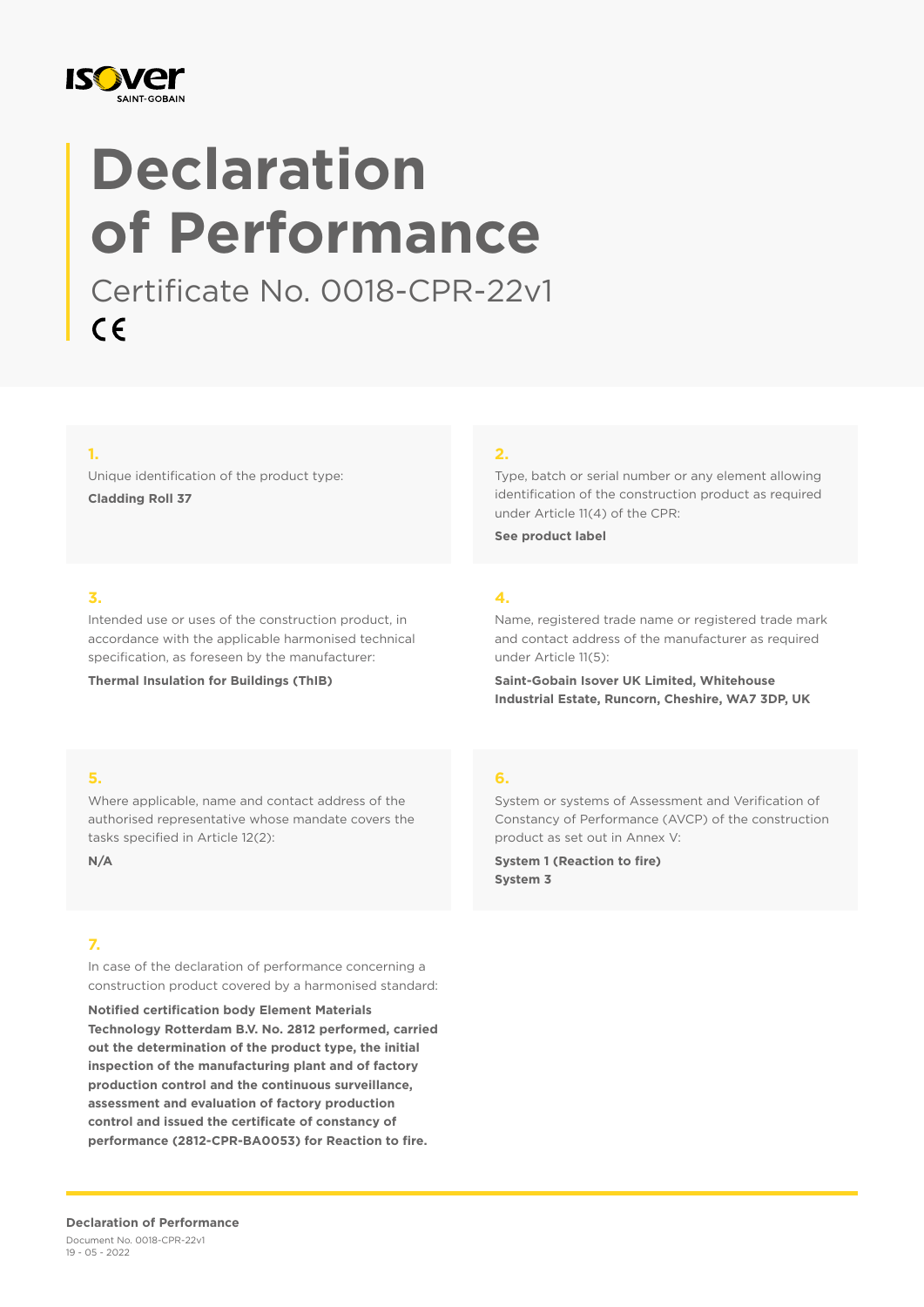# Declaration of Performance

Certificate No. 0018-CPR-22v1

CE

**1.**

Unique identification of the product type:

**Cladding Roll 37**

**2.**

Type, batch or serial number or any element allowing identification of the construction product as required under Article 11(4) of the CPR:

**See product label**

**3.**

Intended use or uses of the construction product, in accordance with the applicable harmonised technical specification, as foreseen by the manufacturer:

**Thermal Insulation for Buildings (ThIB)**

**4.**

Name, registered trade name or registered trade mark and contact address of the manufacturer as required under Article 11(5):

**Saint-Gobain Isover UK Limited, Whitehouse Industrial Estate, Runcorn, Cheshire, WA7 3DP, UK**

**5.**

Where applicable, name and contact address of the authorised representative whose mandate covers the tasks specified in Article 12(2):

**N/A**

**6.**

System or systems of Assessment and Verification of Constancy of Performance (AVCP) of the construction product as set out in Annex V:

**System 1 (Reaction to fire)**
**System 3**

**7.**

In case of the declaration of performance concerning a construction product covered by a harmonised standard:

**Notified certification body Element Materials Technology Rotterdam B.V. No. 2812 performed, carried out the determination of the product type, the initial inspection of the manufacturing plant and of factory production control and the continuous surveillance, assessment and evaluation of factory production control and issued the certificate of constancy of performance (2812-CPR-BA0053) for Reaction to fire.**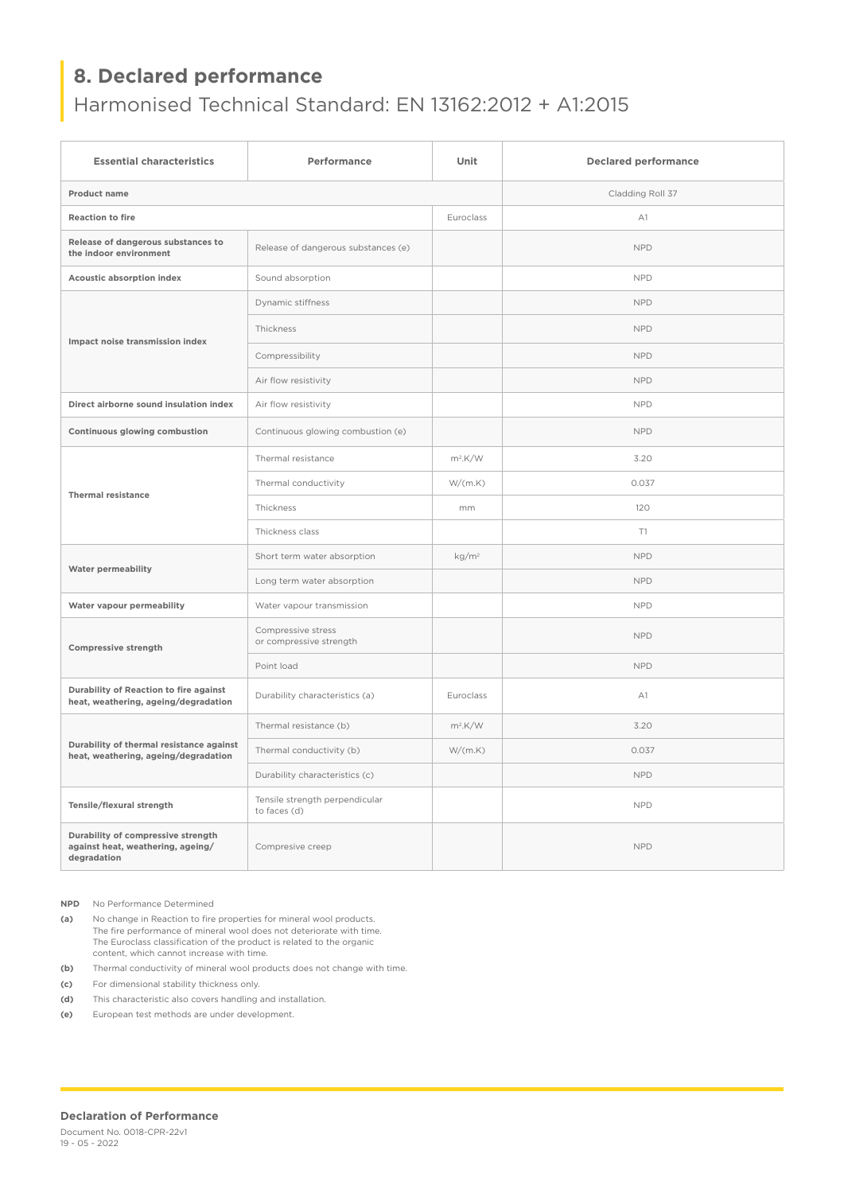## 8. Declared performance

Harmonised Technical Standard: EN 13162:2012 + A1:2015

| Essential characteristics | Performance | Unit | Declared performance |
|---|---|---|---|
| **Product name** | | | Cladding Roll 37 |
| **Reaction to fire** | | Euroclass | A1 |
| **Release of dangerous substances to the indoor environment** | Release of dangerous substances (e) | | NPD |
| **Acoustic absorption index** | Sound absorption | | NPD |
| **Impact noise transmission index** | Dynamic stiffness | | NPD |
| | Thickness | | NPD |
| | Compressibility | | NPD |
| | Air flow resistivity | | NPD |
| **Direct airborne sound insulation index** | Air flow resistivity | | NPD |
| **Continuous glowing combustion** | Continuous glowing combustion (e) | | NPD |
| **Thermal resistance** | Thermal resistance | $m^2.K/W$ | 3.20 |
| | Thermal conductivity | W/(m.K) | 0.037 |
| | Thickness | mm | 120 |
| | Thickness class | | T1 |
| **Water permeability** | Short term water absorption | $kg/m^2$ | NPD |
| | Long term water absorption | | NPD |
| **Water vapour permeability** | Water vapour transmission | | NPD |
| **Compressive strength** | Compressive stress or compressive strength | | NPD |
| | Point load | | NPD |
| **Durability of Reaction to fire against heat, weathering, ageing/degradation** | Durability characteristics (a) | Euroclass | A1 |
| **Durability of thermal resistance against heat, weathering, ageing/degradation** | Thermal resistance (b) | $m^2.K/W$ | 3.20 |
| | Thermal conductivity (b) | W/(m.K) | 0.037 |
| | Durability characteristics (c) | | NPD |
| **Tensile/flexural strength** | Tensile strength perpendicular to faces (d) | | NPD |
| **Durability of compressive strength against heat, weathering, ageing/ degradation** | Compresive creep | | NPD |

**NPD** No Performance Determined

**(a)** No change in Reaction to fire properties for mineral wool products. The fire performance of mineral wool does not deteriorate with time. The Euroclass classification of the product is related to the organic content, which cannot increase with time.

**(b)** Thermal conductivity of mineral wool products does not change with time.

**(c)** For dimensional stability thickness only.

**(d)** This characteristic also covers handling and installation.

**(e)** European test methods are under development.

**Declaration of Performance**

Document No. 0018-CPR-22v1

19 - 05 - 2022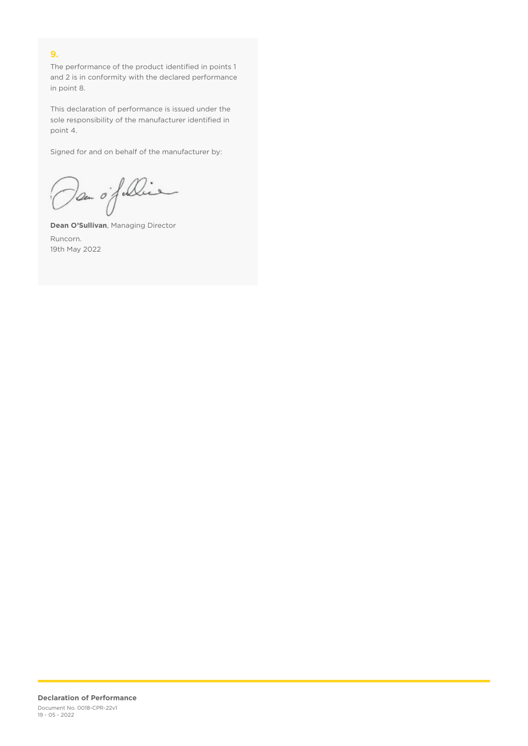## 9.

The performance of the product identified in points 1 and 2 is in conformity with the declared performance in point 8.

This declaration of performance is issued under the sole responsibility of the manufacturer identified in point 4.

Signed for and on behalf of the manufacturer by:

**Dean O'Sullivan**, Managing Director

Runcorn.
19th May 2022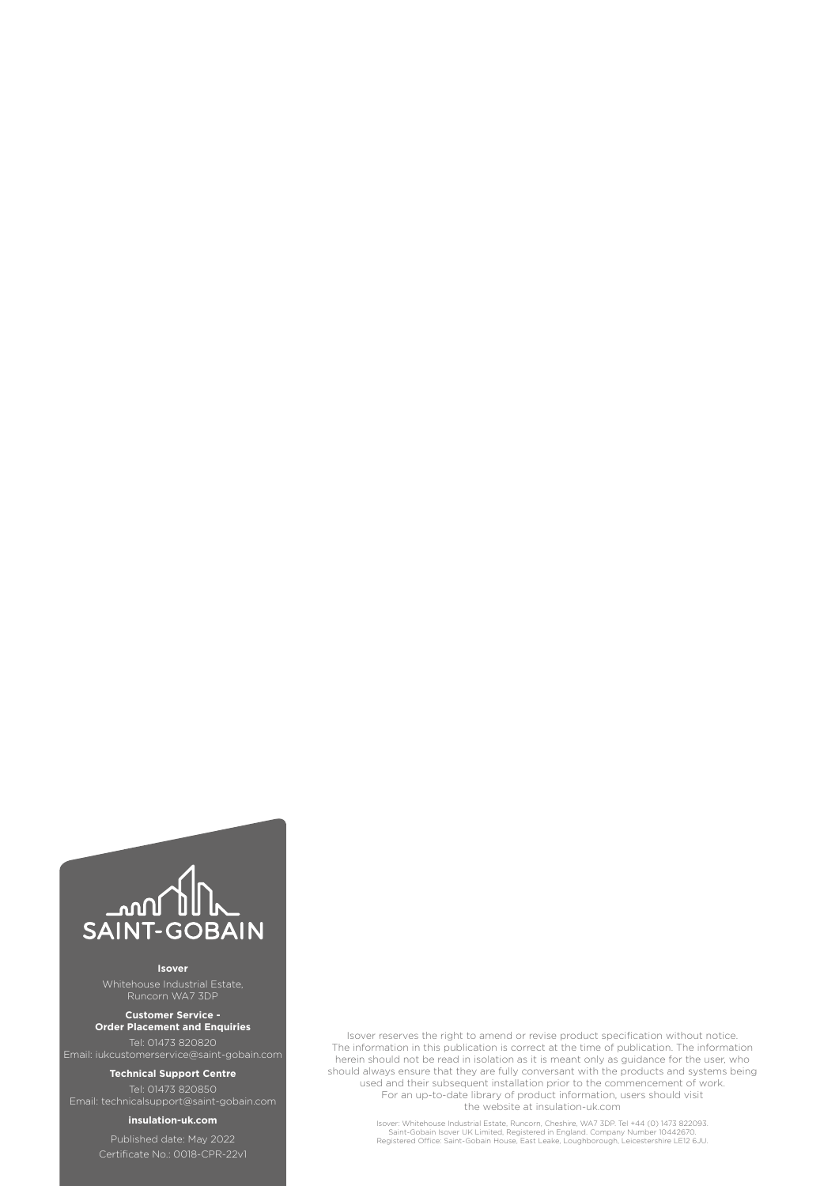SAINT-GOBAIN

**Isover**

Whitehouse Industrial Estate,
Runcorn WA7 3DP

**Customer Service -**
**Order Placement and Enquiries**

Tel: 01473 820820
Email: iukcustomerservice@saint-gobain.com

**Technical Support Centre**

Tel: 01473 820850
Email: technicalsupport@saint-gobain.com

**insulation-uk.com**

Published date: May 2022
Certificate No.: 0018-CPR-22v1

Isover reserves the right to amend or revise product specification without notice. The information in this publication is correct at the time of publication. The information herein should not be read in isolation as it is meant only as guidance for the user, who should always ensure that they are fully conversant with the products and systems being used and their subsequent installation prior to the commencement of work. For an up-to-date library of product information, users should visit the website at insulation-uk.com

Isover: Whitehouse Industrial Estate, Runcorn, Cheshire, WA7 3DP. Tel +44 (0) 1473 822093.
Saint-Gobain Isover UK Limited, Registered in England. Company Number 10442670.
Registered Office: Saint-Gobain House, East Leake, Loughborough, Leicestershire LE12 6JU.